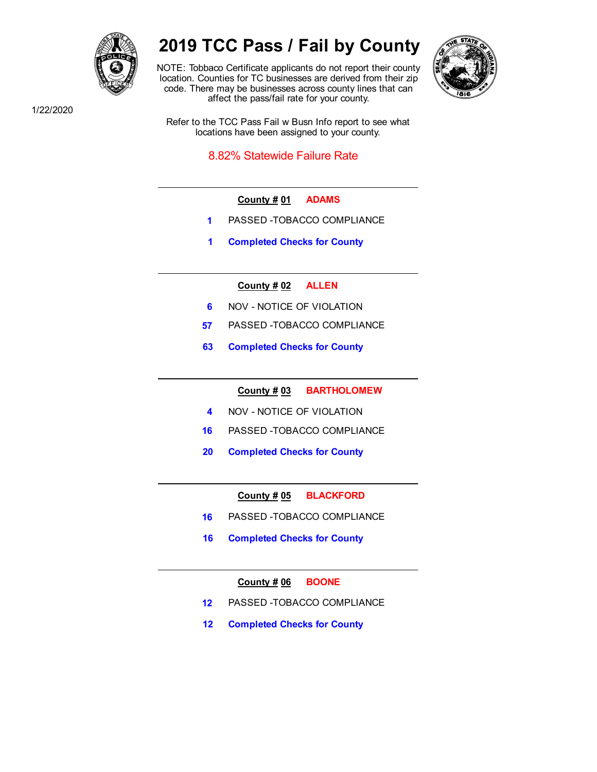# 2019 TCC Pass / Fail by County

NOTE: Tobbaco Certificate applicants do not report their county location. Counties for TC businesses are derived from their zip code. There may be businesses across county lines that can affect the pass/fail rate for your county.

1/22/2020

Refer to the TCC Pass Fail w Busn Info report to see what locations have been assigned to your county.

8.82% Statewide Failure Rate

---

**County # 01** **ADAMS**

1 PASSED -TOBACCO COMPLIANCE

**1 Completed Checks for County**

---

**County # 02** **ALLEN**

6 NOV - NOTICE OF VIOLATION

57 PASSED -TOBACCO COMPLIANCE

**63 Completed Checks for County**

---

**County # 03** **BARTHOLOMEW**

4 NOV - NOTICE OF VIOLATION

16 PASSED -TOBACCO COMPLIANCE

**20 Completed Checks for County**

---

**County # 05** **BLACKFORD**

16 PASSED -TOBACCO COMPLIANCE

**16 Completed Checks for County**

---

**County # 06** **BOONE**

12 PASSED -TOBACCO COMPLIANCE

**12 Completed Checks for County**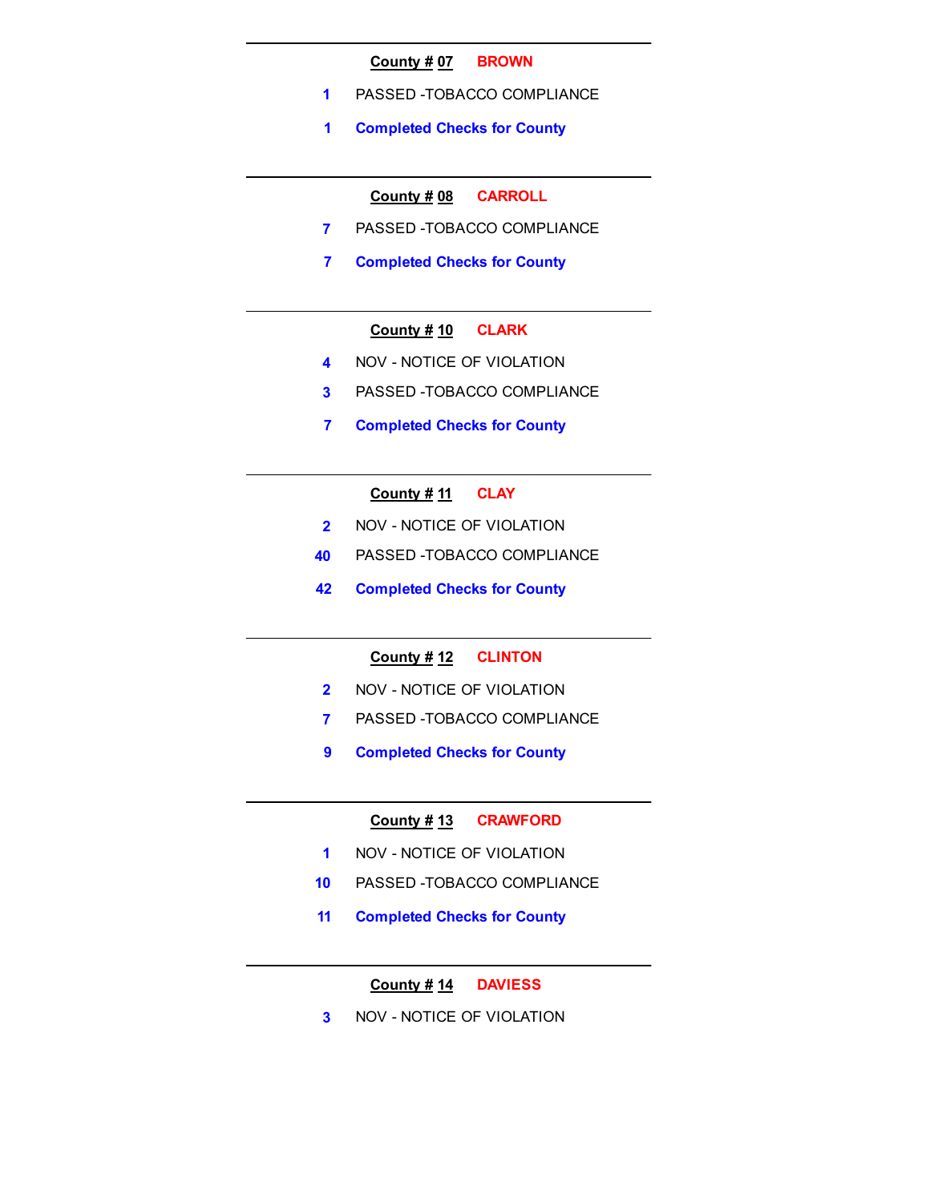---

**County # 07** BROWN

1 PASSED -TOBACCO COMPLIANCE

**1 Completed Checks for County**

---

**County # 08** CARROLL

7 PASSED -TOBACCO COMPLIANCE

**7 Completed Checks for County**

---

**County # 10** CLARK

4 NOV - NOTICE OF VIOLATION

3 PASSED -TOBACCO COMPLIANCE

**7 Completed Checks for County**

---

**County # 11** CLAY

2 NOV - NOTICE OF VIOLATION

40 PASSED -TOBACCO COMPLIANCE

**42 Completed Checks for County**

---

**County # 12** CLINTON

2 NOV - NOTICE OF VIOLATION

7 PASSED -TOBACCO COMPLIANCE

**9 Completed Checks for County**

---

**County # 13** CRAWFORD

1 NOV - NOTICE OF VIOLATION

10 PASSED -TOBACCO COMPLIANCE

**11 Completed Checks for County**

---

**County # 14** DAVIESS

3 NOV - NOTICE OF VIOLATION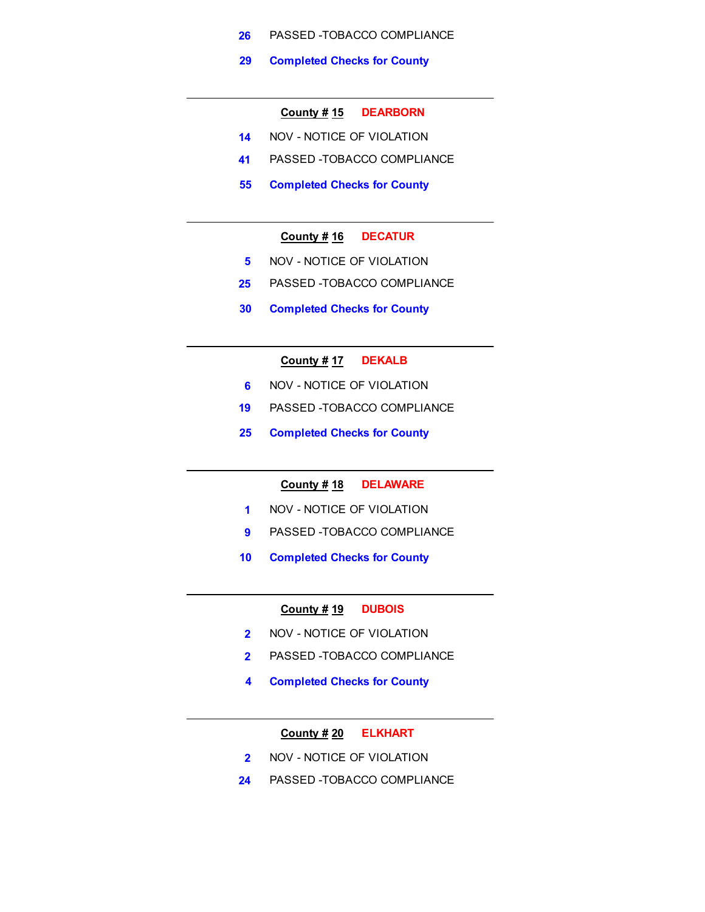26 PASSED -TOBACCO COMPLIANCE

**29 Completed Checks for County**

---

**County # 15 DEARBORN**

14 NOV - NOTICE OF VIOLATION

41 PASSED -TOBACCO COMPLIANCE

**55 Completed Checks for County**

---

**County # 16 DECATUR**

5 NOV - NOTICE OF VIOLATION

25 PASSED -TOBACCO COMPLIANCE

**30 Completed Checks for County**

---

**County # 17 DEKALB**

6 NOV - NOTICE OF VIOLATION

19 PASSED -TOBACCO COMPLIANCE

**25 Completed Checks for County**

---

**County # 18 DELAWARE**

1 NOV - NOTICE OF VIOLATION

9 PASSED -TOBACCO COMPLIANCE

**10 Completed Checks for County**

---

**County # 19 DUBOIS**

2 NOV - NOTICE OF VIOLATION

2 PASSED -TOBACCO COMPLIANCE

**4 Completed Checks for County**

---

**County # 20 ELKHART**

2 NOV - NOTICE OF VIOLATION

24 PASSED -TOBACCO COMPLIANCE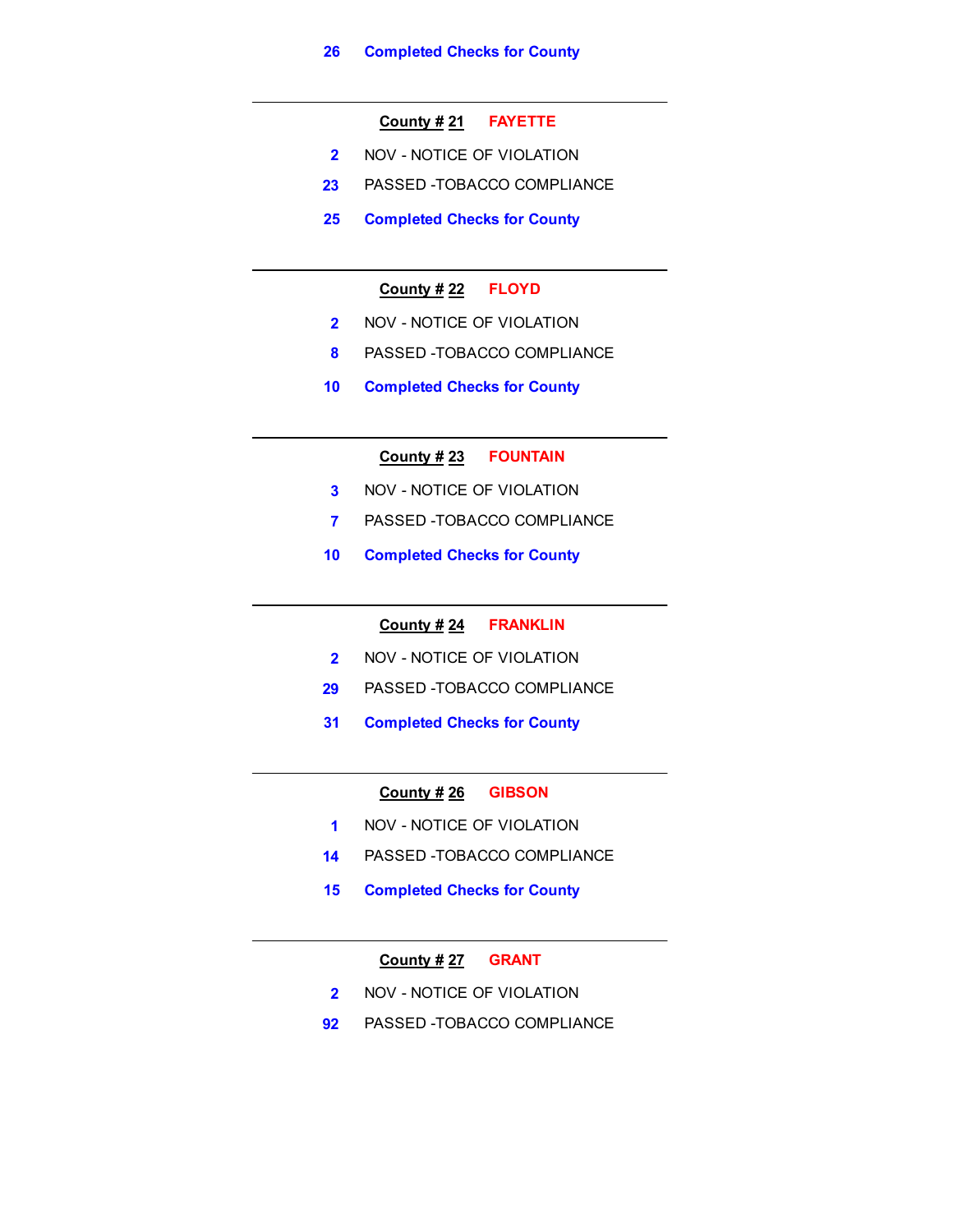**26** **Completed Checks for County**

---

**County # 21** **FAYETTE**

**2** NOV - NOTICE OF VIOLATION

**23** PASSED -TOBACCO COMPLIANCE

**25** **Completed Checks for County**

---

**County # 22** **FLOYD**

**2** NOV - NOTICE OF VIOLATION

**8** PASSED -TOBACCO COMPLIANCE

**10** **Completed Checks for County**

---

**County # 23** **FOUNTAIN**

**3** NOV - NOTICE OF VIOLATION

**7** PASSED -TOBACCO COMPLIANCE

**10** **Completed Checks for County**

---

**County # 24** **FRANKLIN**

**2** NOV - NOTICE OF VIOLATION

**29** PASSED -TOBACCO COMPLIANCE

**31** **Completed Checks for County**

---

**County # 26** **GIBSON**

**1** NOV - NOTICE OF VIOLATION

**14** PASSED -TOBACCO COMPLIANCE

**15** **Completed Checks for County**

---

**County # 27** **GRANT**

**2** NOV - NOTICE OF VIOLATION

**92** PASSED -TOBACCO COMPLIANCE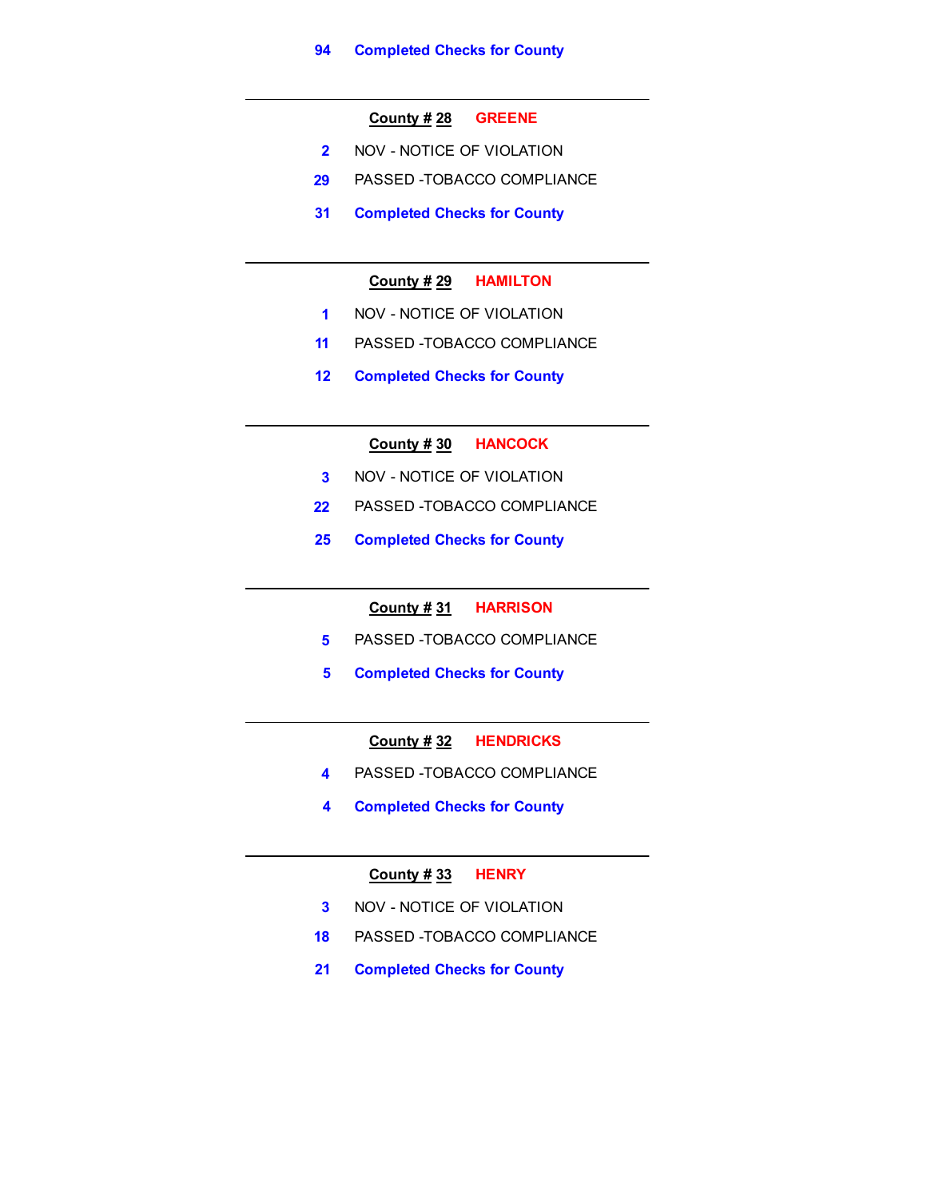**94** **Completed Checks for County**

---

**County # 28** **GREENE**

**2** NOV - NOTICE OF VIOLATION

**29** PASSED -TOBACCO COMPLIANCE

**31** **Completed Checks for County**

---

**County # 29** **HAMILTON**

**1** NOV - NOTICE OF VIOLATION

**11** PASSED -TOBACCO COMPLIANCE

**12** **Completed Checks for County**

---

**County # 30** **HANCOCK**

**3** NOV - NOTICE OF VIOLATION

**22** PASSED -TOBACCO COMPLIANCE

**25** **Completed Checks for County**

---

**County # 31** **HARRISON**

**5** PASSED -TOBACCO COMPLIANCE

**5** **Completed Checks for County**

---

**County # 32** **HENDRICKS**

**4** PASSED -TOBACCO COMPLIANCE

**4** **Completed Checks for County**

---

**County # 33** **HENRY**

**3** NOV - NOTICE OF VIOLATION

**18** PASSED -TOBACCO COMPLIANCE

**21** **Completed Checks for County**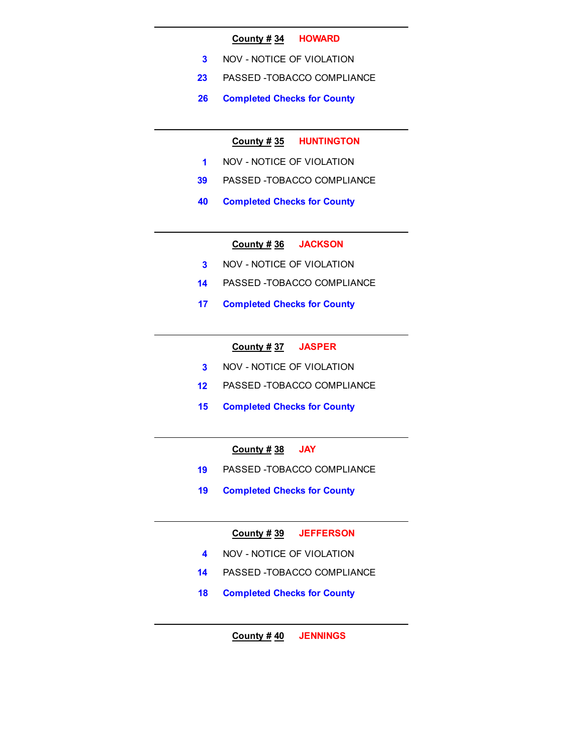---

**County # 34** HOWARD

3 NOV - NOTICE OF VIOLATION

23 PASSED -TOBACCO COMPLIANCE

**26 Completed Checks for County**

---

**County # 35** HUNTINGTON

1 NOV - NOTICE OF VIOLATION

39 PASSED -TOBACCO COMPLIANCE

**40 Completed Checks for County**

---

**County # 36** JACKSON

3 NOV - NOTICE OF VIOLATION

14 PASSED -TOBACCO COMPLIANCE

**17 Completed Checks for County**

---

**County # 37** JASPER

3 NOV - NOTICE OF VIOLATION

12 PASSED -TOBACCO COMPLIANCE

**15 Completed Checks for County**

---

**County # 38** JAY

19 PASSED -TOBACCO COMPLIANCE

**19 Completed Checks for County**

---

**County # 39** JEFFERSON

4 NOV - NOTICE OF VIOLATION

14 PASSED -TOBACCO COMPLIANCE

**18 Completed Checks for County**

---

**County # 40** JENNINGS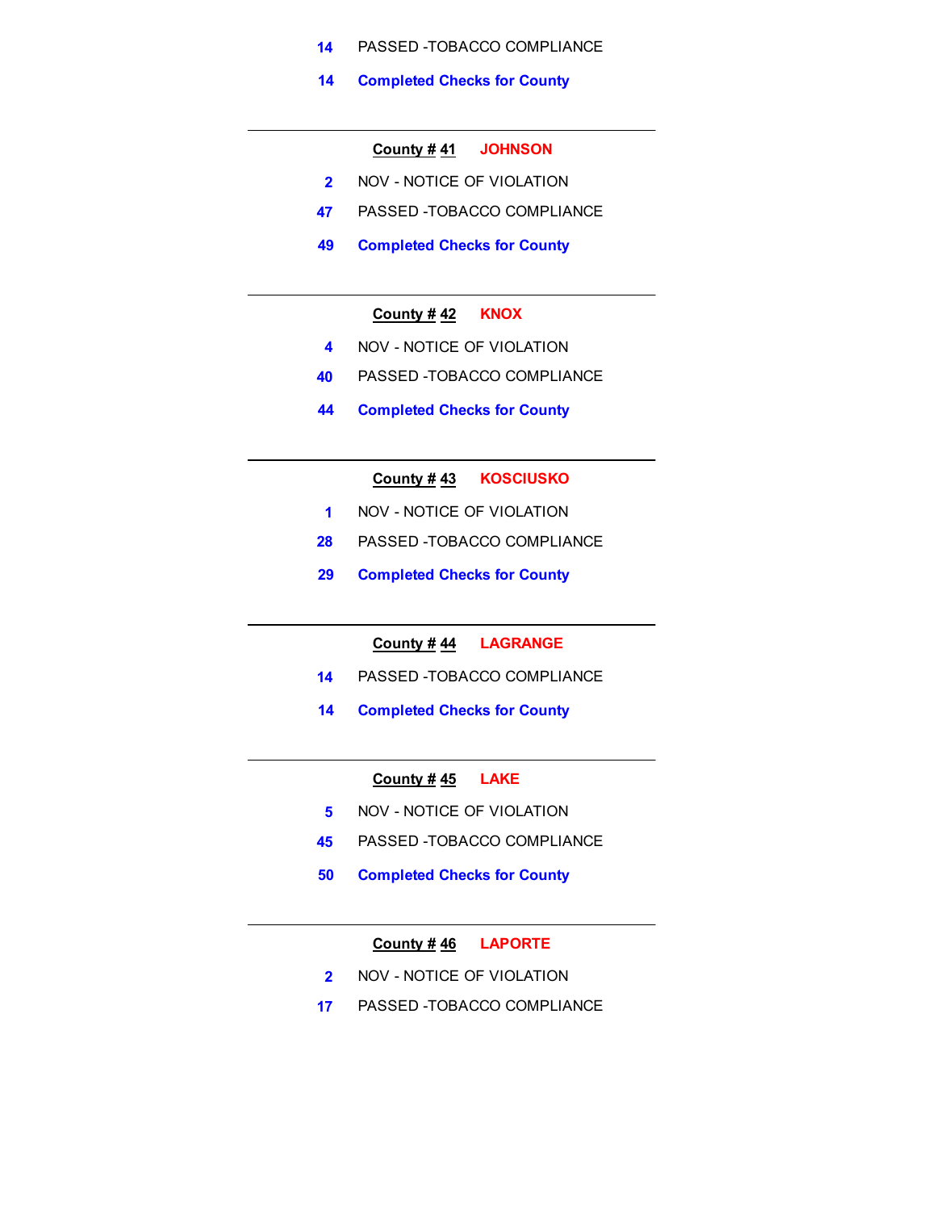14 PASSED -TOBACCO COMPLIANCE

**14 Completed Checks for County**

---

**County # 41 JOHNSON**

2 NOV - NOTICE OF VIOLATION

47 PASSED -TOBACCO COMPLIANCE

**49 Completed Checks for County**

---

**County # 42 KNOX**

4 NOV - NOTICE OF VIOLATION

40 PASSED -TOBACCO COMPLIANCE

**44 Completed Checks for County**

---

**County # 43 KOSCIUSKO**

1 NOV - NOTICE OF VIOLATION

28 PASSED -TOBACCO COMPLIANCE

**29 Completed Checks for County**

---

**County # 44 LAGRANGE**

14 PASSED -TOBACCO COMPLIANCE

**14 Completed Checks for County**

---

**County # 45 LAKE**

5 NOV - NOTICE OF VIOLATION

45 PASSED -TOBACCO COMPLIANCE

**50 Completed Checks for County**

---

**County # 46 LAPORTE**

2 NOV - NOTICE OF VIOLATION

17 PASSED -TOBACCO COMPLIANCE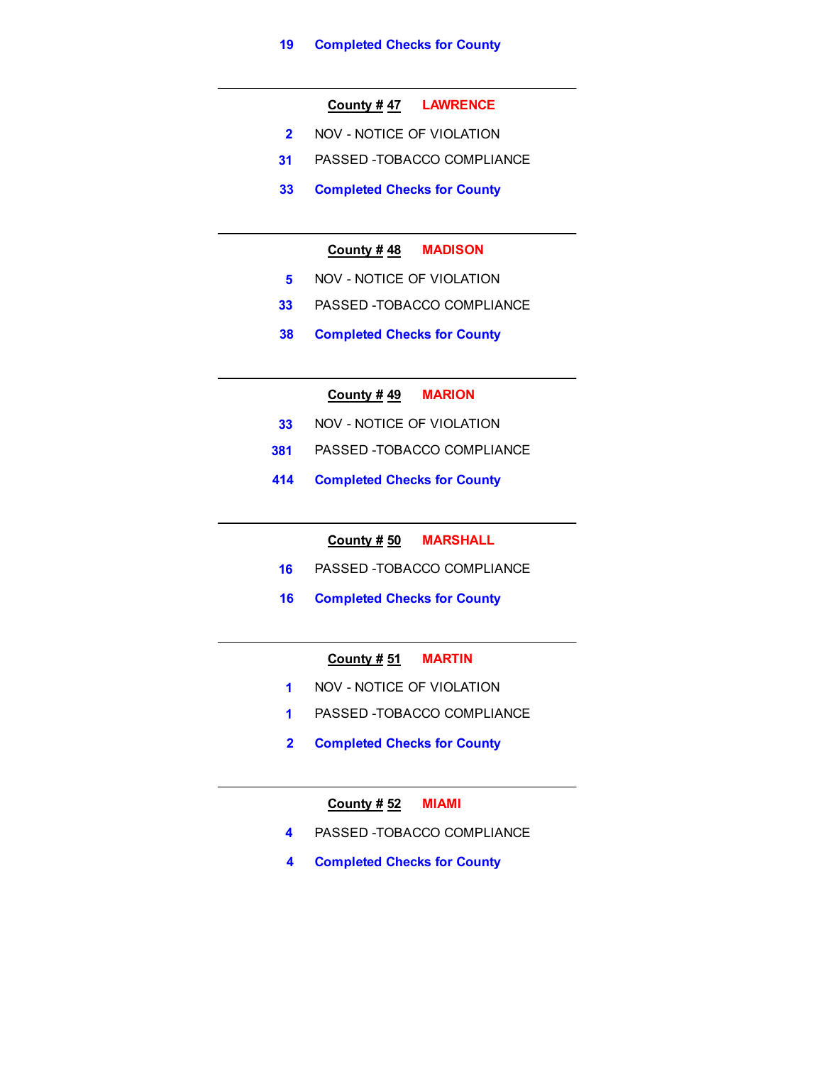**19 Completed Checks for County**

---

**County # 47 LAWRENCE**

2 NOV - NOTICE OF VIOLATION

31 PASSED -TOBACCO COMPLIANCE

**33 Completed Checks for County**

---

**County # 48 MADISON**

5 NOV - NOTICE OF VIOLATION

33 PASSED -TOBACCO COMPLIANCE

**38 Completed Checks for County**

---

**County # 49 MARION**

33 NOV - NOTICE OF VIOLATION

381 PASSED -TOBACCO COMPLIANCE

**414 Completed Checks for County**

---

**County # 50 MARSHALL**

16 PASSED -TOBACCO COMPLIANCE

**16 Completed Checks for County**

---

**County # 51 MARTIN**

1 NOV - NOTICE OF VIOLATION

1 PASSED -TOBACCO COMPLIANCE

**2 Completed Checks for County**

---

**County # 52 MIAMI**

4 PASSED -TOBACCO COMPLIANCE

**4 Completed Checks for County**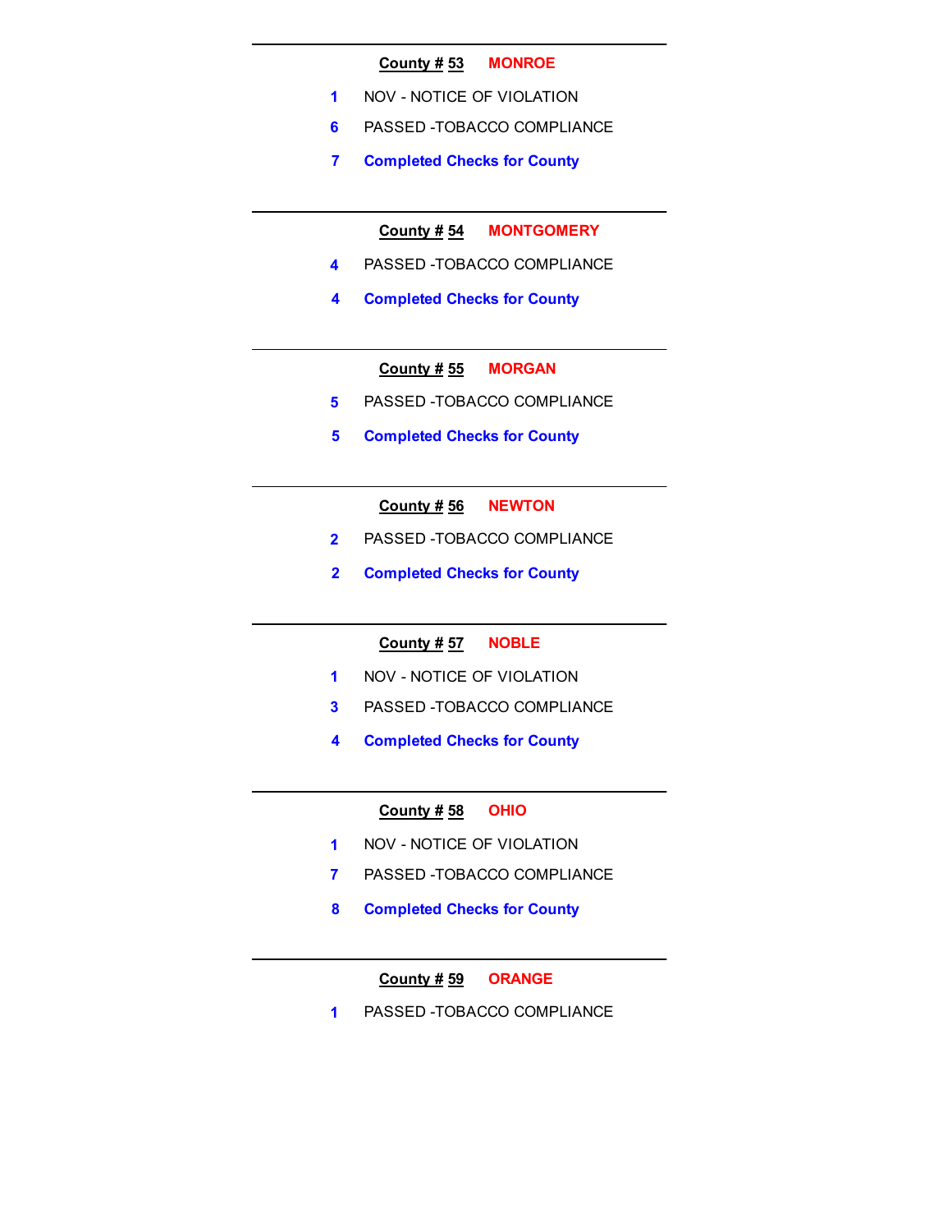---

**County # 53** **MONROE**

| | |
|---|---|
| 1 | NOV - NOTICE OF VIOLATION |
| 6 | PASSED -TOBACCO COMPLIANCE |
| **7** | **Completed Checks for County** |

---

**County # 54** **MONTGOMERY**

| | |
|---|---|
| 4 | PASSED -TOBACCO COMPLIANCE |
| **4** | **Completed Checks for County** |

---

**County # 55** **MORGAN**

| | |
|---|---|
| 5 | PASSED -TOBACCO COMPLIANCE |
| **5** | **Completed Checks for County** |

---

**County # 56** **NEWTON**

| | |
|---|---|
| 2 | PASSED -TOBACCO COMPLIANCE |
| **2** | **Completed Checks for County** |

---

**County # 57** **NOBLE**

| | |
|---|---|
| 1 | NOV - NOTICE OF VIOLATION |
| 3 | PASSED -TOBACCO COMPLIANCE |
| **4** | **Completed Checks for County** |

---

**County # 58** **OHIO**

| | |
|---|---|
| 1 | NOV - NOTICE OF VIOLATION |
| 7 | PASSED -TOBACCO COMPLIANCE |
| **8** | **Completed Checks for County** |

---

**County # 59** **ORANGE**

| | |
|---|---|
| 1 | PASSED -TOBACCO COMPLIANCE |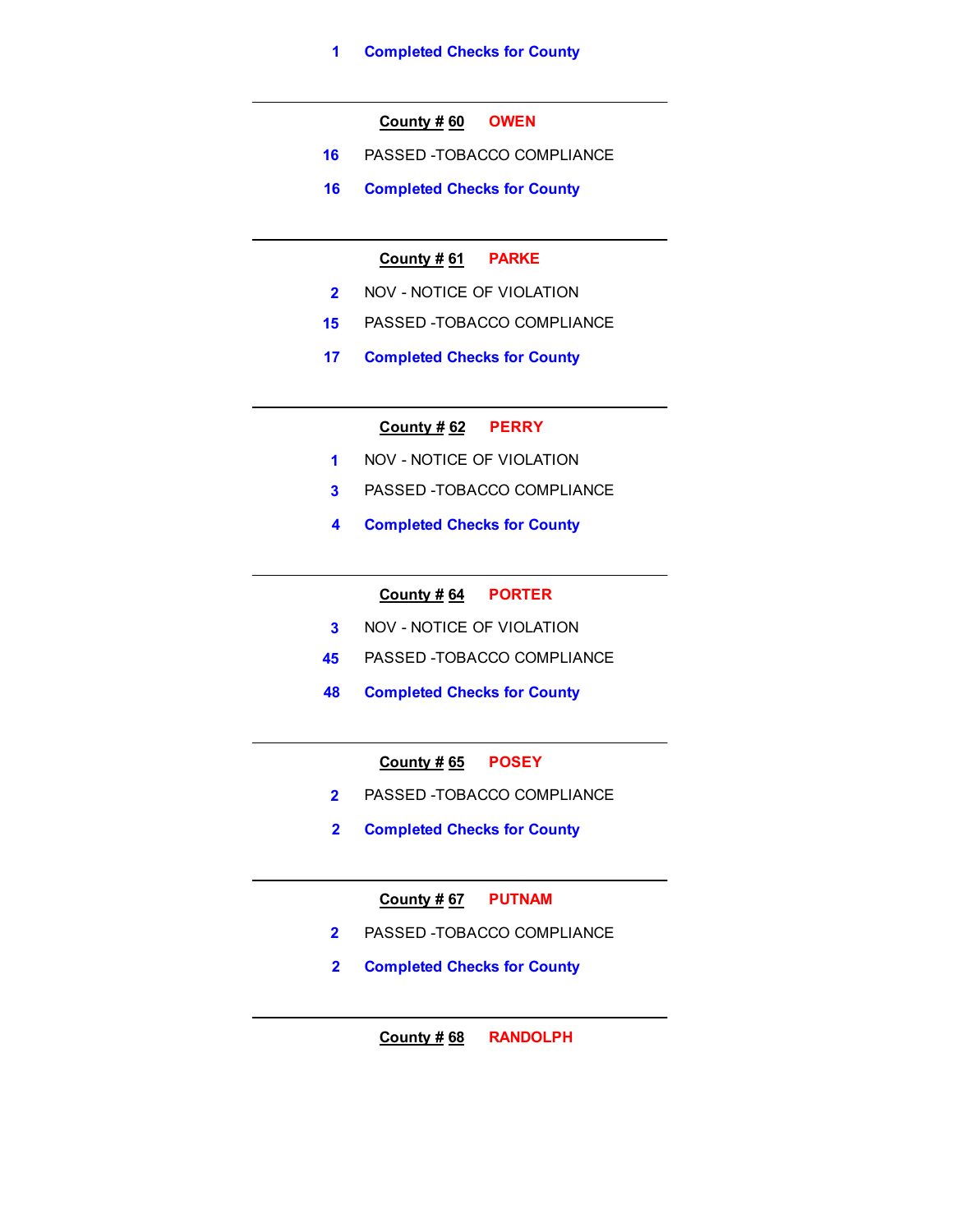**1 Completed Checks for County**

---

**County # 60 OWEN**

16 PASSED -TOBACCO COMPLIANCE

**16 Completed Checks for County**

---

**County # 61 PARKE**

2 NOV - NOTICE OF VIOLATION

15 PASSED -TOBACCO COMPLIANCE

**17 Completed Checks for County**

---

**County # 62 PERRY**

1 NOV - NOTICE OF VIOLATION

3 PASSED -TOBACCO COMPLIANCE

**4 Completed Checks for County**

---

**County # 64 PORTER**

3 NOV - NOTICE OF VIOLATION

45 PASSED -TOBACCO COMPLIANCE

**48 Completed Checks for County**

---

**County # 65 POSEY**

2 PASSED -TOBACCO COMPLIANCE

**2 Completed Checks for County**

---

**County # 67 PUTNAM**

2 PASSED -TOBACCO COMPLIANCE

**2 Completed Checks for County**

---

**County # 68 RANDOLPH**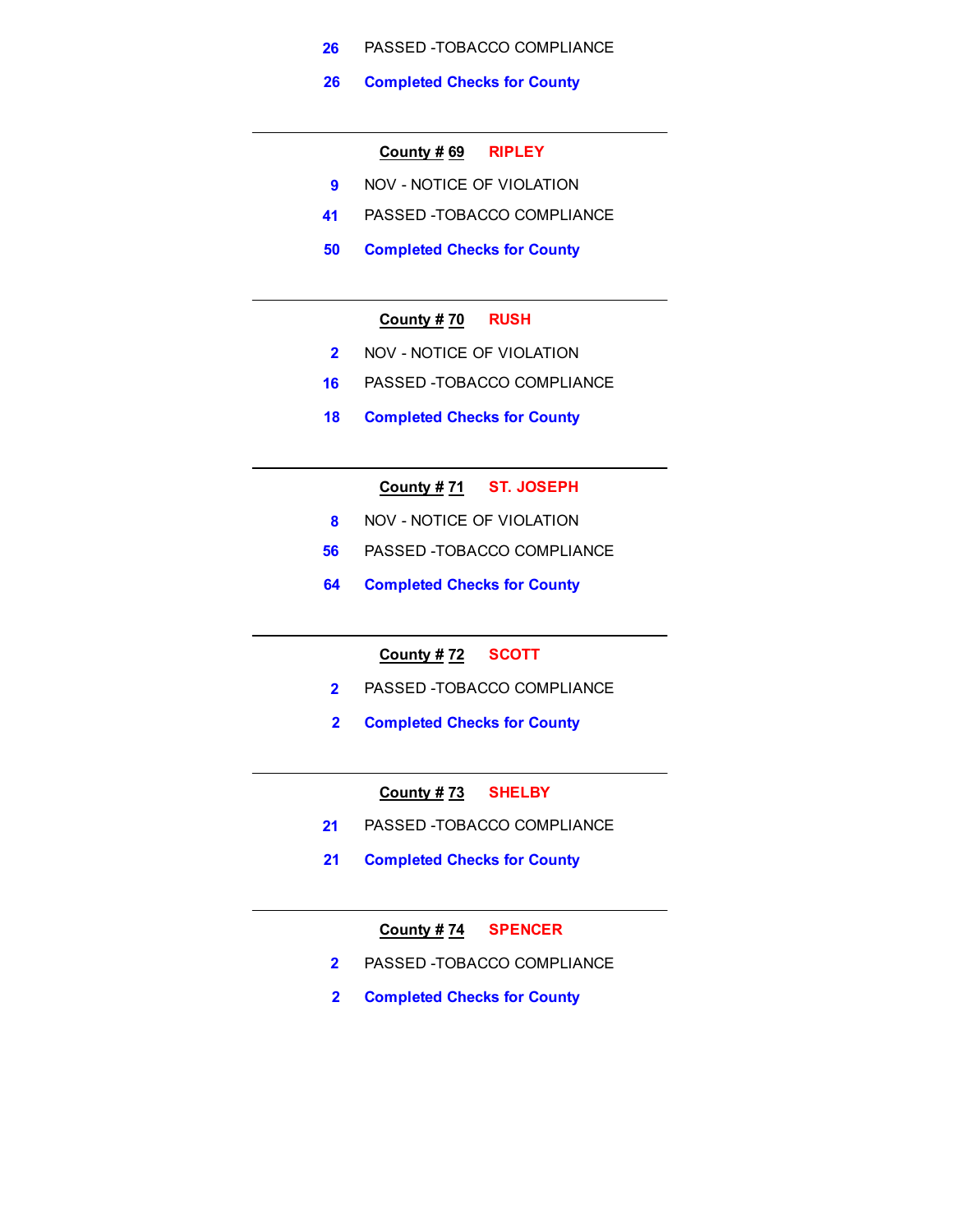26 PASSED -TOBACCO COMPLIANCE

**26 Completed Checks for County**

---

**County # 69** **RIPLEY**

9 NOV - NOTICE OF VIOLATION

41 PASSED -TOBACCO COMPLIANCE

**50 Completed Checks for County**

---

**County # 70** **RUSH**

2 NOV - NOTICE OF VIOLATION

16 PASSED -TOBACCO COMPLIANCE

**18 Completed Checks for County**

---

**County # 71** **ST. JOSEPH**

8 NOV - NOTICE OF VIOLATION

56 PASSED -TOBACCO COMPLIANCE

**64 Completed Checks for County**

---

**County # 72** **SCOTT**

2 PASSED -TOBACCO COMPLIANCE

**2 Completed Checks for County**

---

**County # 73** **SHELBY**

21 PASSED -TOBACCO COMPLIANCE

**21 Completed Checks for County**

---

**County # 74** **SPENCER**

2 PASSED -TOBACCO COMPLIANCE

**2 Completed Checks for County**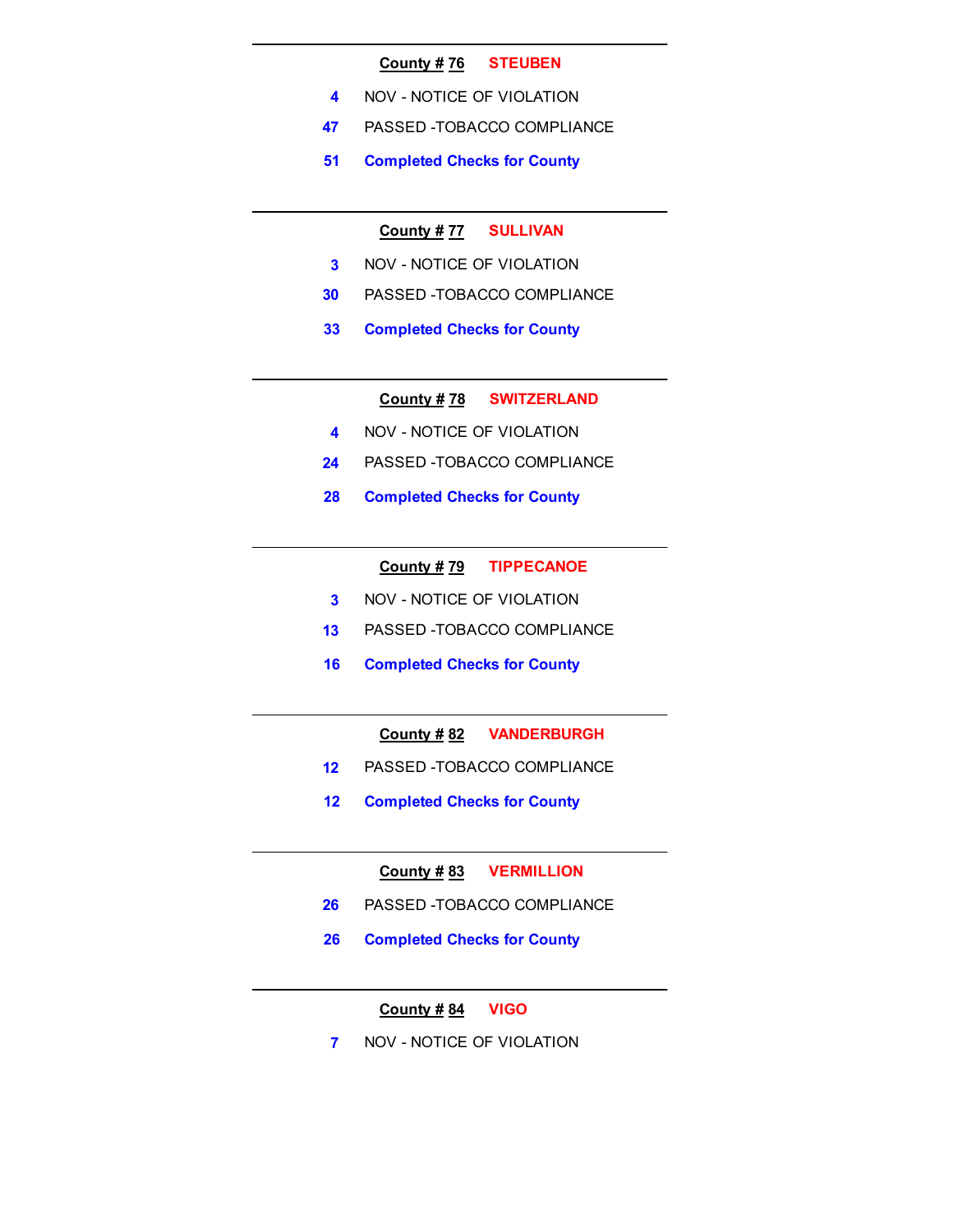---

**County # 76** **STEUBEN**

4 NOV - NOTICE OF VIOLATION

47 PASSED -TOBACCO COMPLIANCE

**51 Completed Checks for County**

---

**County # 77** **SULLIVAN**

3 NOV - NOTICE OF VIOLATION

30 PASSED -TOBACCO COMPLIANCE

**33 Completed Checks for County**

---

**County # 78** **SWITZERLAND**

4 NOV - NOTICE OF VIOLATION

24 PASSED -TOBACCO COMPLIANCE

**28 Completed Checks for County**

---

**County # 79** **TIPPECANOE**

3 NOV - NOTICE OF VIOLATION

13 PASSED -TOBACCO COMPLIANCE

**16 Completed Checks for County**

---

**County # 82** **VANDERBURGH**

12 PASSED -TOBACCO COMPLIANCE

**12 Completed Checks for County**

---

**County # 83** **VERMILLION**

26 PASSED -TOBACCO COMPLIANCE

**26 Completed Checks for County**

---

**County # 84** **VIGO**

7 NOV - NOTICE OF VIOLATION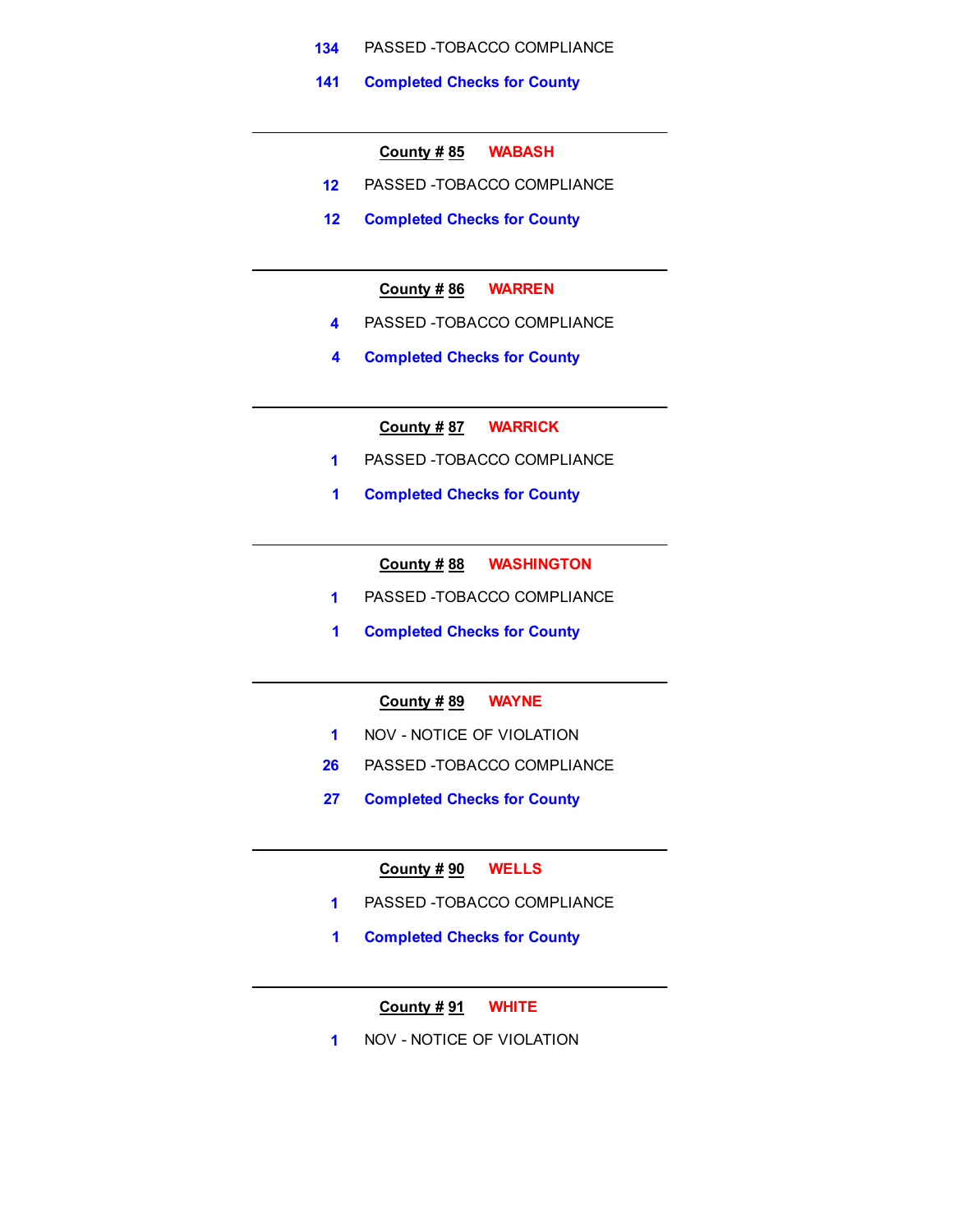134 PASSED -TOBACCO COMPLIANCE

**141 Completed Checks for County**

---

**County # 85 WABASH**

12 PASSED -TOBACCO COMPLIANCE

**12 Completed Checks for County**

---

**County # 86 WARREN**

4 PASSED -TOBACCO COMPLIANCE

**4 Completed Checks for County**

---

**County # 87 WARRICK**

1 PASSED -TOBACCO COMPLIANCE

**1 Completed Checks for County**

---

**County # 88 WASHINGTON**

1 PASSED -TOBACCO COMPLIANCE

**1 Completed Checks for County**

---

**County # 89 WAYNE**

1 NOV - NOTICE OF VIOLATION

26 PASSED -TOBACCO COMPLIANCE

**27 Completed Checks for County**

---

**County # 90 WELLS**

1 PASSED -TOBACCO COMPLIANCE

**1 Completed Checks for County**

---

**County # 91 WHITE**

1 NOV - NOTICE OF VIOLATION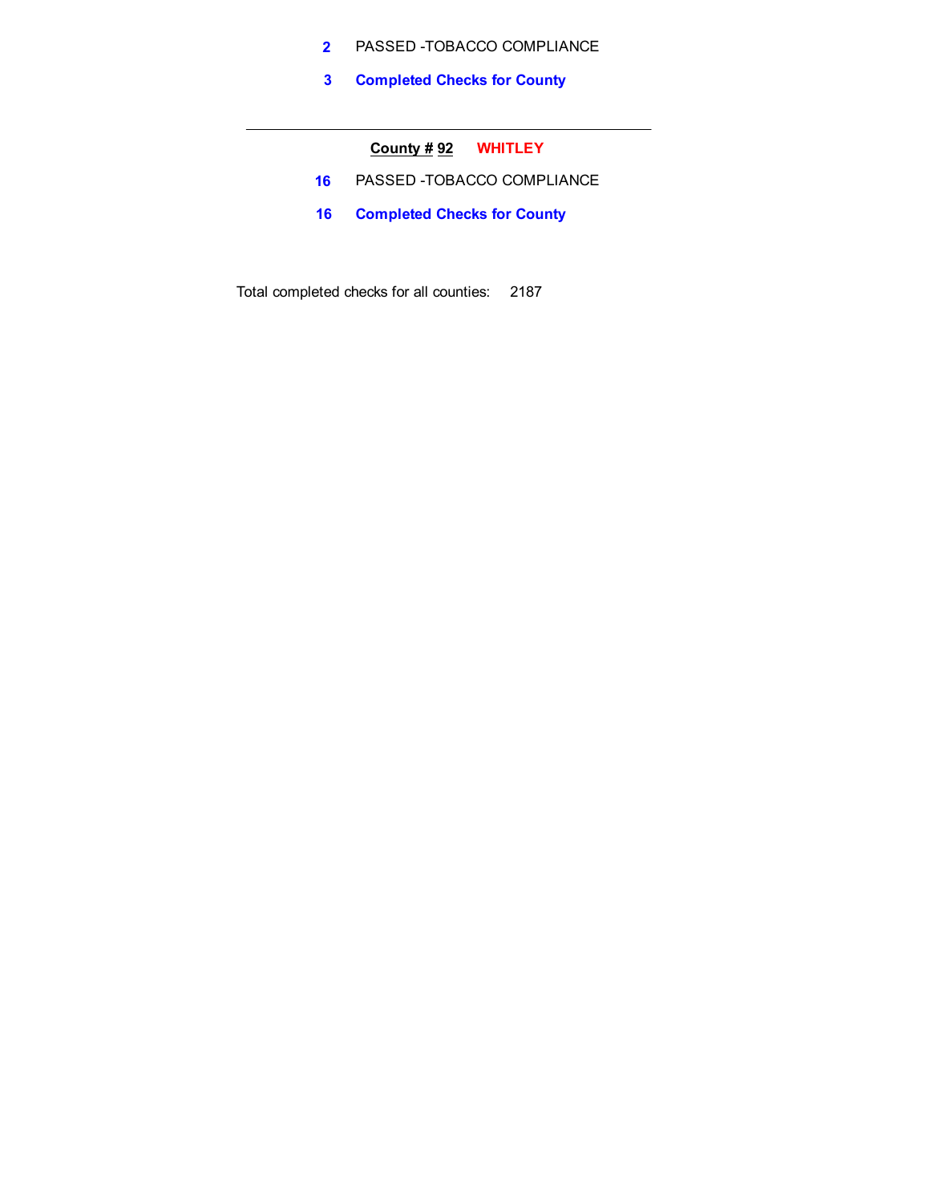**2** PASSED -TOBACCO COMPLIANCE

**3** **Completed Checks for County**

---

**County # 92** **WHITLEY**

**16** PASSED -TOBACCO COMPLIANCE

**16** **Completed Checks for County**

Total completed checks for all counties: 2187